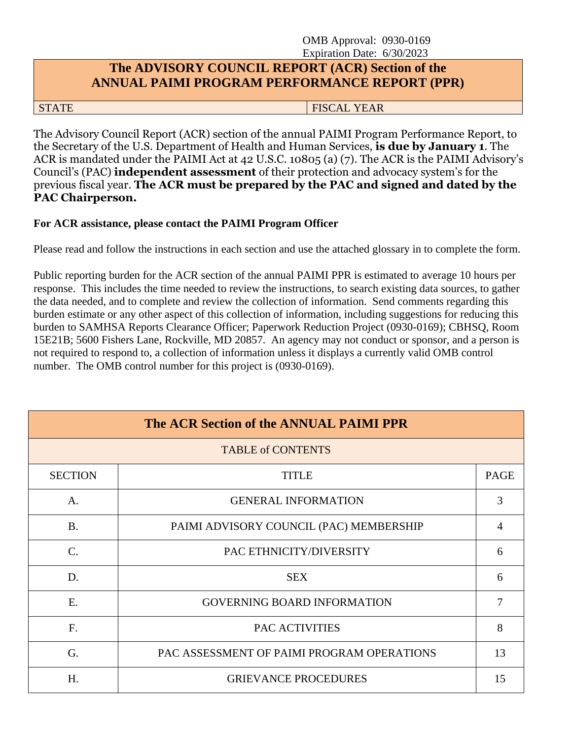OMB Approval: 0930-0169
Expiration Date: 6/30/2023

# The ADVISORY COUNCIL REPORT (ACR) Section of the ANNUAL PAIMI PROGRAM PERFORMANCE REPORT (PPR)

| STATE | FISCAL YEAR |
|---|---|

The Advisory Council Report (ACR) section of the annual PAIMI Program Performance Report, to the Secretary of the U.S. Department of Health and Human Services, **is due by January 1**. The ACR is mandated under the PAIMI Act at 42 U.S.C. 10805 (a) (7). The ACR is the PAIMI Advisory's Council's (PAC) **independent assessment** of their protection and advocacy system's for the previous fiscal year. **The ACR must be prepared by the PAC and signed and dated by the PAC Chairperson.**

**For ACR assistance, please contact the PAIMI Program Officer**

Please read and follow the instructions in each section and use the attached glossary in to complete the form.

Public reporting burden for the ACR section of the annual PAIMI PPR is estimated to average 10 hours per response. This includes the time needed to review the instructions, to search existing data sources, to gather the data needed, and to complete and review the collection of information. Send comments regarding this burden estimate or any other aspect of this collection of information, including suggestions for reducing this burden to SAMHSA Reports Clearance Officer; Paperwork Reduction Project (0930-0169); CBHSQ, Room 15E21B; 5600 Fishers Lane, Rockville, MD 20857. An agency may not conduct or sponsor, and a person is not required to respond to, a collection of information unless it displays a currently valid OMB control number. The OMB control number for this project is (0930-0169).

## The ACR Section of the ANNUAL PAIMI PPR

TABLE of CONTENTS

| SECTION | TITLE | PAGE |
|---|---|---|
| A. | GENERAL INFORMATION | 3 |
| B. | PAIMI ADVISORY COUNCIL (PAC) MEMBERSHIP | 4 |
| C. | PAC ETHNICITY/DIVERSITY | 6 |
| D. | SEX | 6 |
| E. | GOVERNING BOARD INFORMATION | 7 |
| F. | PAC ACTIVITIES | 8 |
| G. | PAC ASSESSMENT OF PAIMI PROGRAM OPERATIONS | 13 |
| H. | GRIEVANCE PROCEDURES | 15 |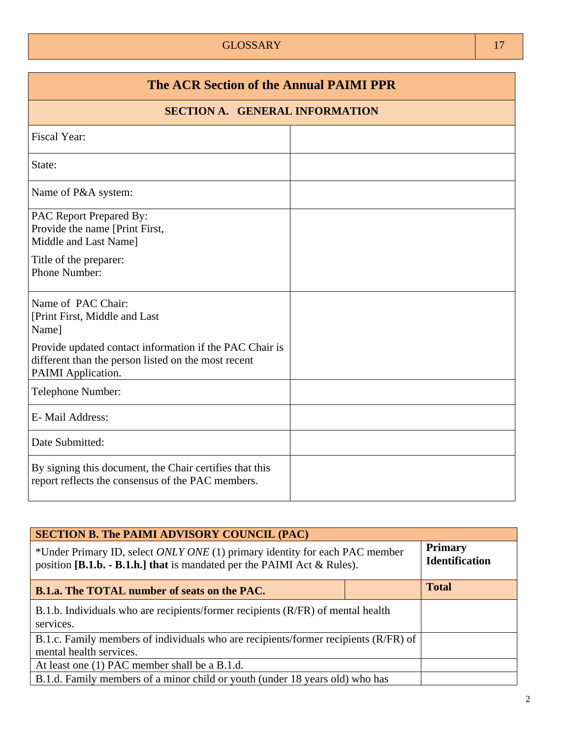## The ACR Section of the Annual PAIMI PPR

### SECTION A. GENERAL INFORMATION

| | |
|---|---|
| Fiscal Year: | |
| State: | |
| Name of P&A system: | |
| PAC Report Prepared By:<br>Provide the name [Print First, Middle and Last Name]<br><br>Title of the preparer:<br>Phone Number: | |
| Name of PAC Chair:<br>[Print First, Middle and Last Name]<br><br>Provide updated contact information if the PAC Chair is different than the person listed on the most recent PAIMI Application. | |
| Telephone Number: | |
| E- Mail Address: | |
| Date Submitted: | |
| By signing this document, the Chair certifies that this report reflects the consensus of the PAC members. | |

| SECTION B. The PAIMI ADVISORY COUNCIL (PAC) | | |
|---|---|---|
| *Under Primary ID, select *ONLY ONE* (1) primary identity for each PAC member position **[B.1.b. - B.1.h.] that** is mandated per the PAIMI Act & Rules). | | **Primary Identification** |
| **B.1.a. The TOTAL number of seats on the PAC.** | | **Total** |
| B.1.b. Individuals who are recipients/former recipients (R/FR) of mental health services. | | |
| B.1.c. Family members of individuals who are recipients/former recipients (R/FR) of mental health services. | | |
| At least one (1) PAC member shall be a B.1.d. | | |
| B.1.d. Family members of a minor child or youth (under 18 years old) who has | | |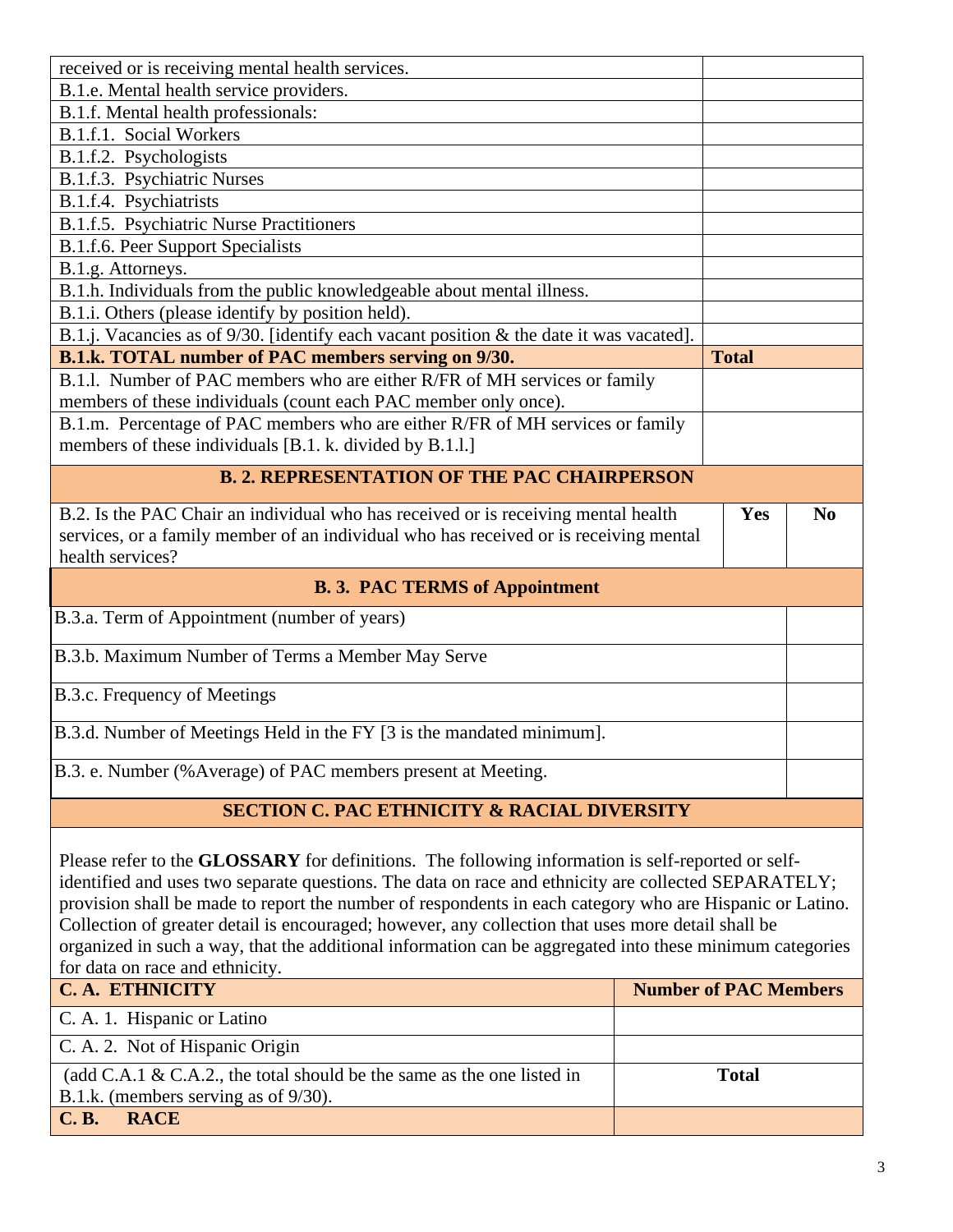| | |
|---|---|
| received or is receiving mental health services. | |
| B.1.e. Mental health service providers. | |
| B.1.f. Mental health professionals: | |
| B.1.f.1. Social Workers | |
| B.1.f.2. Psychologists | |
| B.1.f.3. Psychiatric Nurses | |
| B.1.f.4. Psychiatrists | |
| B.1.f.5. Psychiatric Nurse Practitioners | |
| B.1.f.6. Peer Support Specialists | |
| B.1.g. Attorneys. | |
| B.1.h. Individuals from the public knowledgeable about mental illness. | |
| B.1.i. Others (please identify by position held). | |
| B.1.j. Vacancies as of 9/30. [identify each vacant position & the date it was vacated]. | |
| **B.1.k. TOTAL number of PAC members serving on 9/30.** | **Total** |
| B.1.l. Number of PAC members who are either R/FR of MH services or family members of these individuals (count each PAC member only once). | |
| B.1.m. Percentage of PAC members who are either R/FR of MH services or family members of these individuals [B.1. k. divided by B.1.l.] | |

**B. 2. REPRESENTATION OF THE PAC CHAIRPERSON**

| | | |
|---|---|---|
| B.2. Is the PAC Chair an individual who has received or is receiving mental health services, or a family member of an individual who has received or is receiving mental health services? | **Yes** | **No** |

**B. 3. PAC TERMS of Appointment**

| | |
|---|---|
| B.3.a. Term of Appointment (number of years) | |
| B.3.b. Maximum Number of Terms a Member May Serve | |
| B.3.c. Frequency of Meetings | |
| B.3.d. Number of Meetings Held in the FY [3 is the mandated minimum]. | |
| B.3. e. Number (%Average) of PAC members present at Meeting. | |

## SECTION C. PAC ETHNICITY & RACIAL DIVERSITY

Please refer to the **GLOSSARY** for definitions. The following information is self-reported or self-identified and uses two separate questions. The data on race and ethnicity are collected SEPARATELY; provision shall be made to report the number of respondents in each category who are Hispanic or Latino. Collection of greater detail is encouraged; however, any collection that uses more detail shall be organized in such a way, that the additional information can be aggregated into these minimum categories for data on race and ethnicity.

| **C. A. ETHNICITY** | **Number of PAC Members** |
|---|---|
| C. A. 1. Hispanic or Latino | |
| C. A. 2. Not of Hispanic Origin | |
| (add C.A.1 & C.A.2., the total should be the same as the one listed in B.1.k. (members serving as of 9/30). | **Total** |
| **C. B. RACE** | |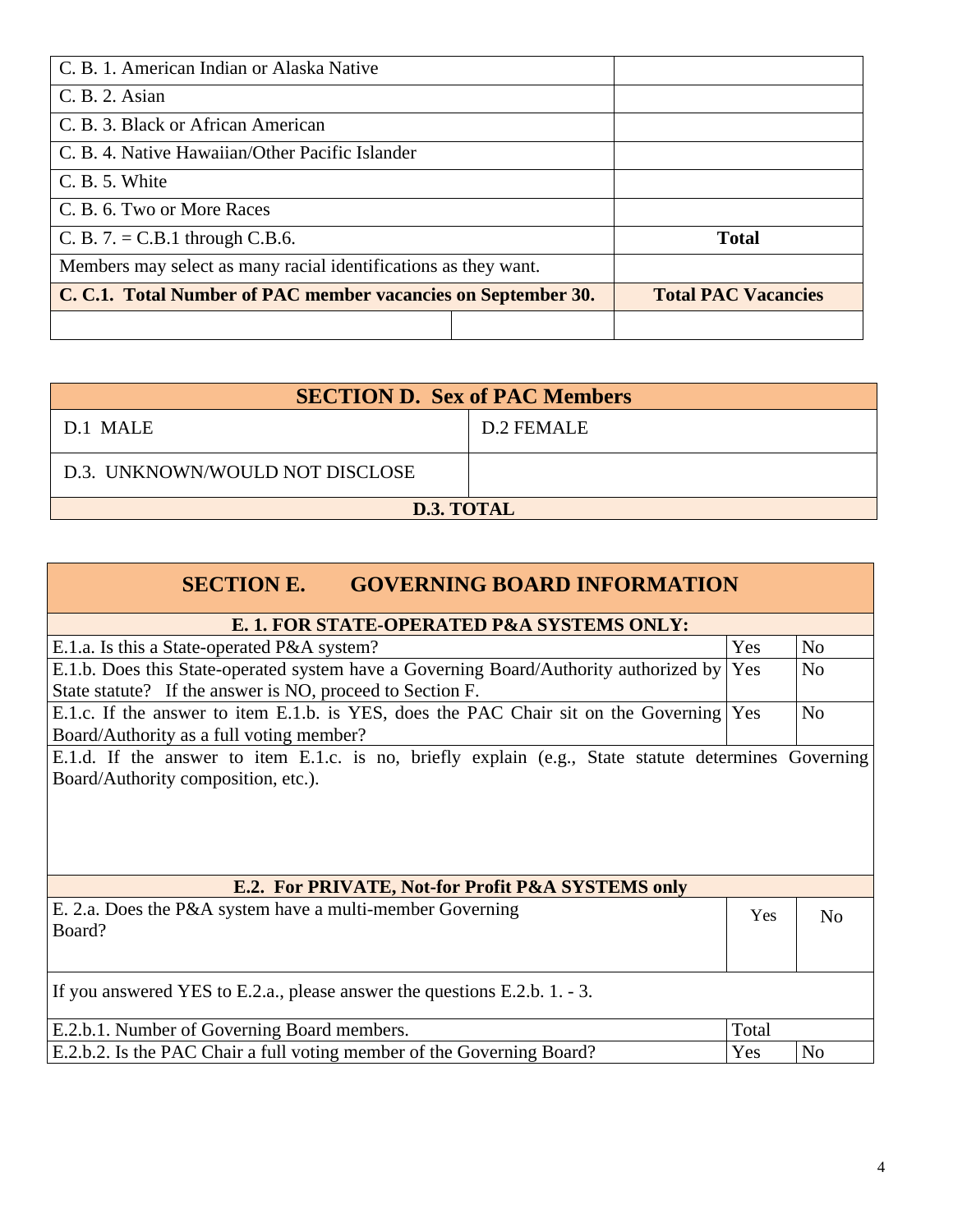| | |
|---|---|
| C. B. 1. American Indian or Alaska Native | |
| C. B. 2. Asian | |
| C. B. 3. Black or African American | |
| C. B. 4. Native Hawaiian/Other Pacific Islander | |
| C. B. 5. White | |
| C. B. 6. Two or More Races | |
| C. B. 7. = C.B.1 through C.B.6. | **Total** |
| Members may select as many racial identifications as they want. | |
| **C. C.1. Total Number of PAC member vacancies on September 30.** | **Total PAC Vacancies** |
| | |

## SECTION D. Sex of PAC Members

| | |
|---|---|
| D.1 MALE | D.2 FEMALE |
| D.3. UNKNOWN/WOULD NOT DISCLOSE | |
| **D.3. TOTAL** | |

## SECTION E. GOVERNING BOARD INFORMATION

**E. 1. FOR STATE-OPERATED P&A SYSTEMS ONLY:**

| | | |
|---|---|---|
| E.1.a. Is this a State-operated P&A system? | Yes | No |
| E.1.b. Does this State-operated system have a Governing Board/Authority authorized by State statute? If the answer is NO, proceed to Section F. | Yes | No |
| E.1.c. If the answer to item E.1.b. is YES, does the PAC Chair sit on the Governing Board/Authority as a full voting member? | Yes | No |

E.1.d. If the answer to item E.1.c. is no, briefly explain (e.g., State statute determines Governing Board/Authority composition, etc.).

**E.2. For PRIVATE, Not-for Profit P&A SYSTEMS only**

| | | |
|---|---|---|
| E. 2.a. Does the P&A system have a multi-member Governing Board? | Yes | No |

If you answered YES to E.2.a., please answer the questions E.2.b. 1. - 3.

| | | |
|---|---|---|
| E.2.b.1. Number of Governing Board members. | Total | |
| E.2.b.2. Is the PAC Chair a full voting member of the Governing Board? | Yes | No |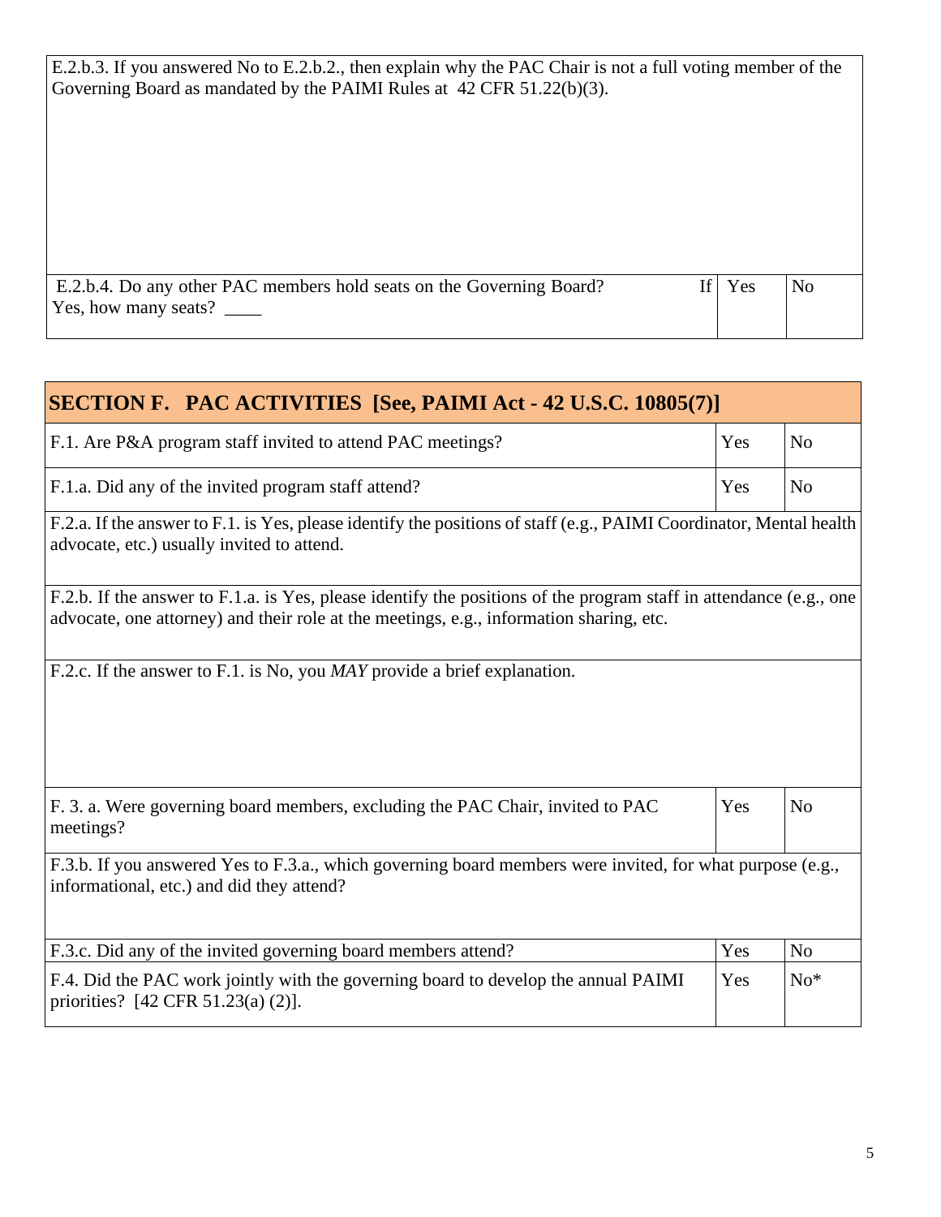| E.2.b.3. If you answered No to E.2.b.2., then explain why the PAC Chair is not a full voting member of the Governing Board as mandated by the PAIMI Rules at 42 CFR 51.22(b)(3). | | |
|---|---|---|
| E.2.b.4. Do any other PAC members hold seats on the Governing Board? If Yes, how many seats? ____ | Yes | No |

| SECTION F. PAC ACTIVITIES [See, PAIMI Act - 42 U.S.C. 10805(7)] | | |
|---|---|---|
| F.1. Are P&A program staff invited to attend PAC meetings? | Yes | No |
| F.1.a. Did any of the invited program staff attend? | Yes | No |
| F.2.a. If the answer to F.1. is Yes, please identify the positions of staff (e.g., PAIMI Coordinator, Mental health advocate, etc.) usually invited to attend. | | |
| F.2.b. If the answer to F.1.a. is Yes, please identify the positions of the program staff in attendance (e.g., one advocate, one attorney) and their role at the meetings, e.g., information sharing, etc. | | |
| F.2.c. If the answer to F.1. is No, you *MAY* provide a brief explanation. | | |
| F. 3. a. Were governing board members, excluding the PAC Chair, invited to PAC meetings? | Yes | No |
| F.3.b. If you answered Yes to F.3.a., which governing board members were invited, for what purpose (e.g., informational, etc.) and did they attend? | | |
| F.3.c. Did any of the invited governing board members attend? | Yes | No |
| F.4. Did the PAC work jointly with the governing board to develop the annual PAIMI priorities? [42 CFR 51.23(a) (2)]. | Yes | No* |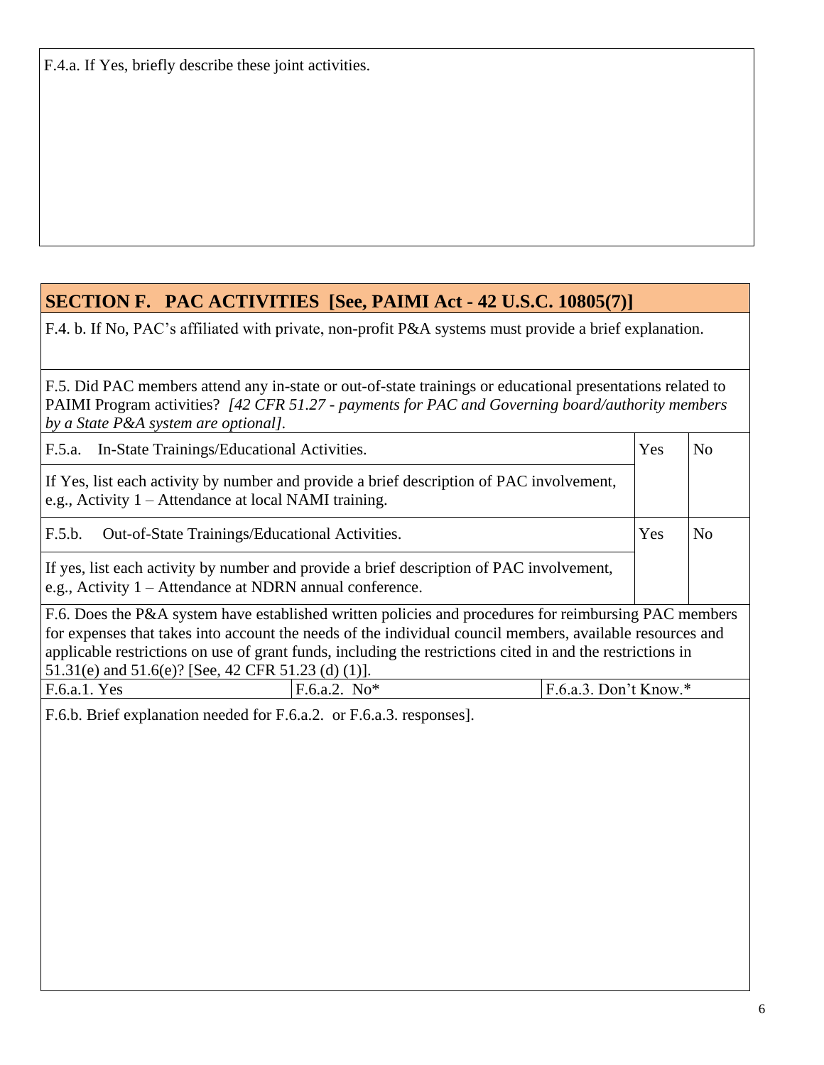F.4.a. If Yes, briefly describe these joint activities.

## SECTION F. PAC ACTIVITIES [See, PAIMI Act - 42 U.S.C. 10805(7)]

F.4. b. If No, PAC's affiliated with private, non-profit P&A systems must provide a brief explanation.

F.5. Did PAC members attend any in-state or out-of-state trainings or educational presentations related to PAIMI Program activities? *[42 CFR 51.27 - payments for PAC and Governing board/authority members by a State P&A system are optional].*

| | | |
|---|---|---|
| F.5.a. In-State Trainings/Educational Activities. | Yes | No |
| If Yes, list each activity by number and provide a brief description of PAC involvement, e.g., Activity 1 – Attendance at local NAMI training. | | |
| F.5.b. Out-of-State Trainings/Educational Activities. | Yes | No |
| If yes, list each activity by number and provide a brief description of PAC involvement, e.g., Activity 1 – Attendance at NDRN annual conference. | | |

F.6. Does the P&A system have established written policies and procedures for reimbursing PAC members for expenses that takes into account the needs of the individual council members, available resources and applicable restrictions on use of grant funds, including the restrictions cited in and the restrictions in 51.31(e) and 51.6(e)? [See, 42 CFR 51.23 (d) (1)].

| F.6.a.1. Yes | F.6.a.2. No* | F.6.a.3. Don't Know.* |
|---|---|---|

F.6.b. Brief explanation needed for F.6.a.2. or F.6.a.3. responses].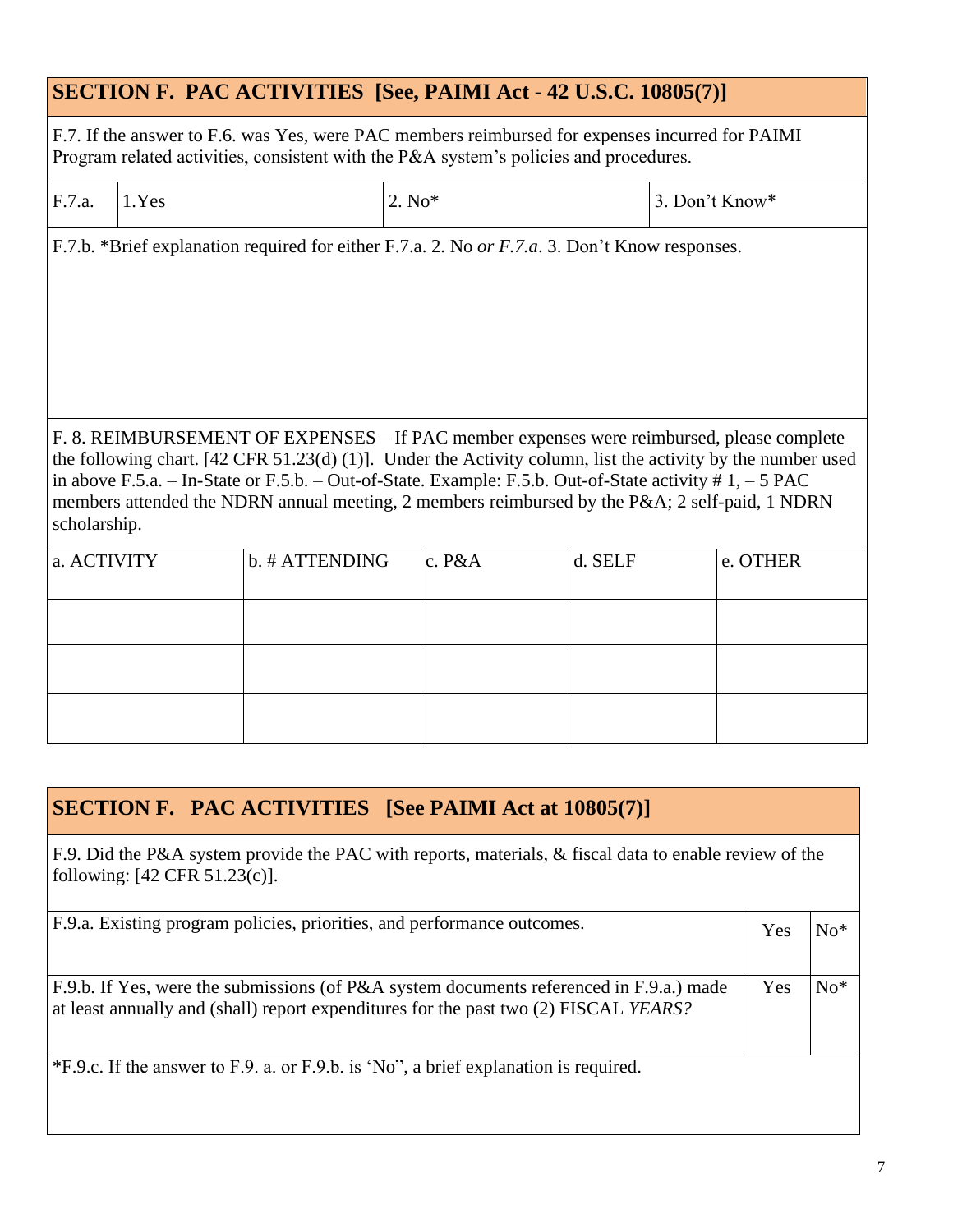## SECTION F. PAC ACTIVITIES [See, PAIMI Act - 42 U.S.C. 10805(7)]

F.7. If the answer to F.6. was Yes, were PAC members reimbursed for expenses incurred for PAIMI Program related activities, consistent with the P&A system's policies and procedures.

| F.7.a. | 1.Yes | 2. No* | 3. Don't Know* |
|---|---|---|---|

F.7.b. *Brief explanation required for either F.7.a. 2. No *or F.7.a*. 3. Don't Know responses.

F. 8. REIMBURSEMENT OF EXPENSES – If PAC member expenses were reimbursed, please complete the following chart. [42 CFR 51.23(d) (1)]. Under the Activity column, list the activity by the number used in above F.5.a. – In-State or F.5.b. – Out-of-State. Example: F.5.b. Out-of-State activity # 1, – 5 PAC members attended the NDRN annual meeting, 2 members reimbursed by the P&A; 2 self-paid, 1 NDRN scholarship.

| a. ACTIVITY | b. # ATTENDING | c. P&A | d. SELF | e. OTHER |
|---|---|---|---|---|
| | | | | |
| | | | | |
| | | | | |

## SECTION F. PAC ACTIVITIES [See PAIMI Act at 10805(7)]

F.9. Did the P&A system provide the PAC with reports, materials, & fiscal data to enable review of the following: [42 CFR 51.23(c)].

| | | |
|---|---|---|
| F.9.a. Existing program policies, priorities, and performance outcomes. | Yes | No* |
| F.9.b. If Yes, were the submissions (of P&A system documents referenced in F.9.a.) made at least annually and (shall) report expenditures for the past two (2) FISCAL *YEARS?* | Yes | No* |

*F.9.c. If the answer to F.9. a. or F.9.b. is 'No", a brief explanation is required.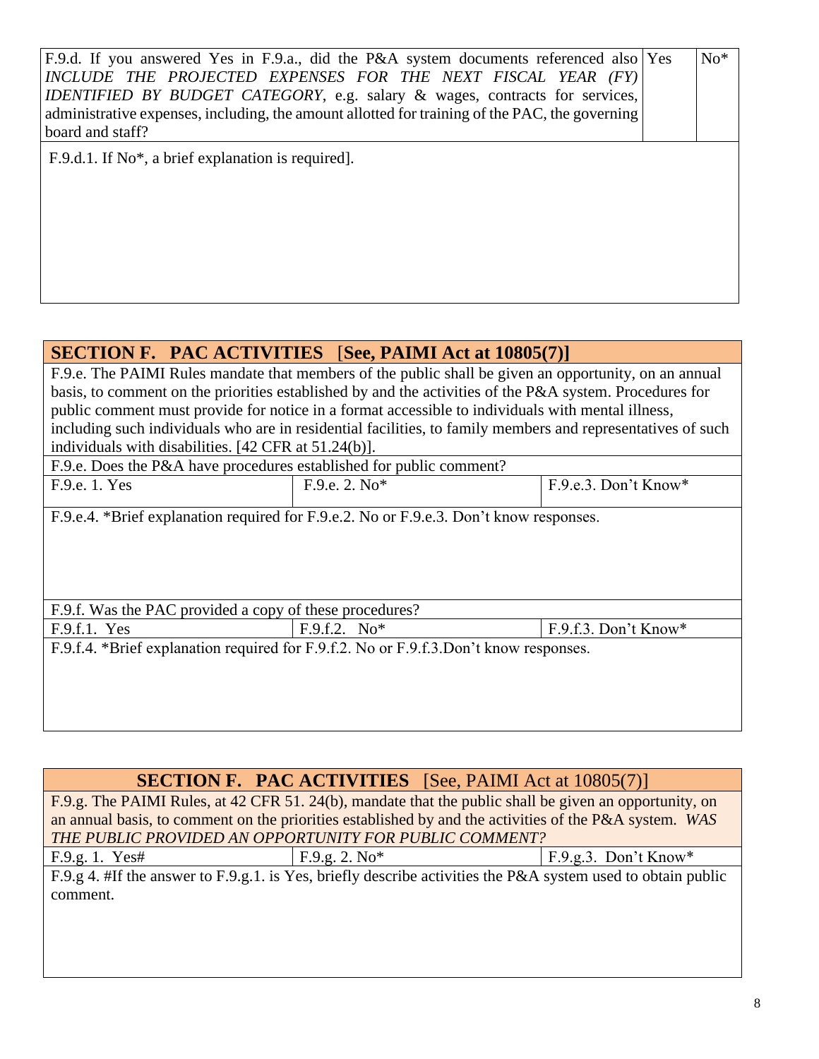| F.9.d. If you answered Yes in F.9.a., did the P&A system documents referenced also *INCLUDE THE PROJECTED EXPENSES FOR THE NEXT FISCAL YEAR (FY) IDENTIFIED BY BUDGET CATEGORY*, e.g. salary & wages, contracts for services, administrative expenses, including, the amount allotted for training of the PAC, the governing board and staff? | Yes | No* |
|---|---|---|
| F.9.d.1. If No*, a brief explanation is required]. | | |

## SECTION F. PAC ACTIVITIES [See, PAIMI Act at 10805(7)]

F.9.e. The PAIMI Rules mandate that members of the public shall be given an opportunity, on an annual basis, to comment on the priorities established by and the activities of the P&A system. Procedures for public comment must provide for notice in a format accessible to individuals with mental illness, including such individuals who are in residential facilities, to family members and representatives of such individuals with disabilities. [42 CFR at 51.24(b)].

| F.9.e. Does the P&A have procedures established for public comment? | | |
|---|---|---|
| F.9.e. 1. Yes | F.9.e. 2. No* | F.9.e.3. Don't Know* |
| F.9.e.4. *Brief explanation required for F.9.e.2. No or F.9.e.3. Don't know responses. | | |
| F.9.f. Was the PAC provided a copy of these procedures? | | |
| F.9.f.1. Yes | F.9.f.2. No* | F.9.f.3. Don't Know* |
| F.9.f.4. *Brief explanation required for F.9.f.2. No or F.9.f.3.Don't know responses. | | |

## SECTION F. PAC ACTIVITIES [See, PAIMI Act at 10805(7)]

F.9.g. The PAIMI Rules, at 42 CFR 51. 24(b), mandate that the public shall be given an opportunity, on an annual basis, to comment on the priorities established by and the activities of the P&A system. *WAS THE PUBLIC PROVIDED AN OPPORTUNITY FOR PUBLIC COMMENT?*

| F.9.g. 1. Yes# | F.9.g. 2. No* | F.9.g.3. Don't Know* |
|---|---|---|
| F.9.g 4. #If the answer to F.9.g.1. is Yes, briefly describe activities the P&A system used to obtain public comment. | | |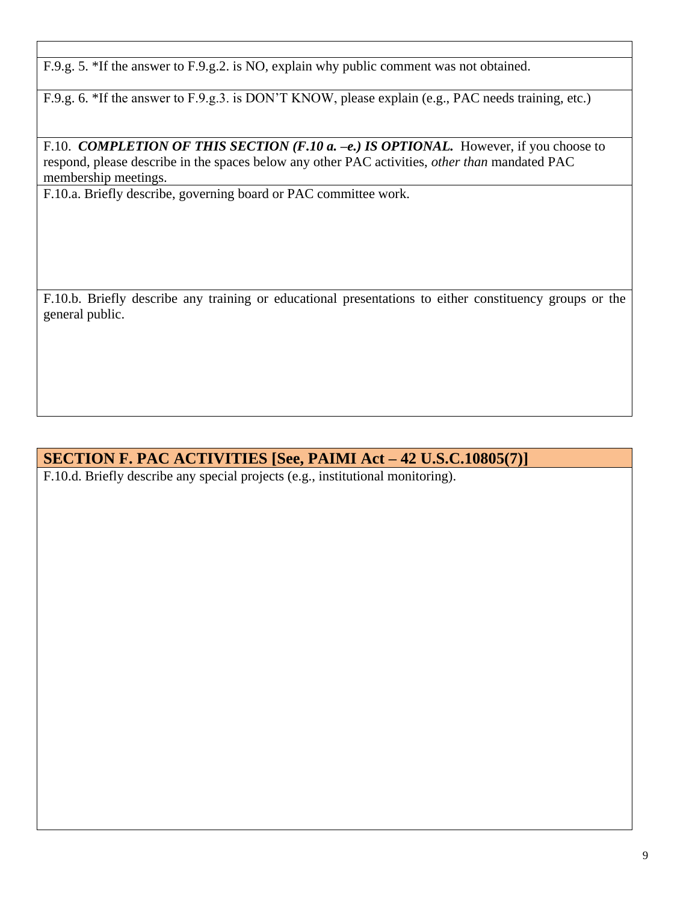F.9.g. 5. *If the answer to F.9.g.2. is NO, explain why public comment was not obtained.

F.9.g. 6. *If the answer to F.9.g.3. is DON'T KNOW, please explain (e.g., PAC needs training, etc.)

F.10. ***COMPLETION OF THIS SECTION (F.10 a. –e.) IS OPTIONAL.*** However, if you choose to respond, please describe in the spaces below any other PAC activities, *other than* mandated PAC membership meetings.

F.10.a. Briefly describe, governing board or PAC committee work.

F.10.b. Briefly describe any training or educational presentations to either constituency groups or the general public.

## SECTION F. PAC ACTIVITIES [See, PAIMI Act – 42 U.S.C.10805(7)]

F.10.d. Briefly describe any special projects (e.g., institutional monitoring).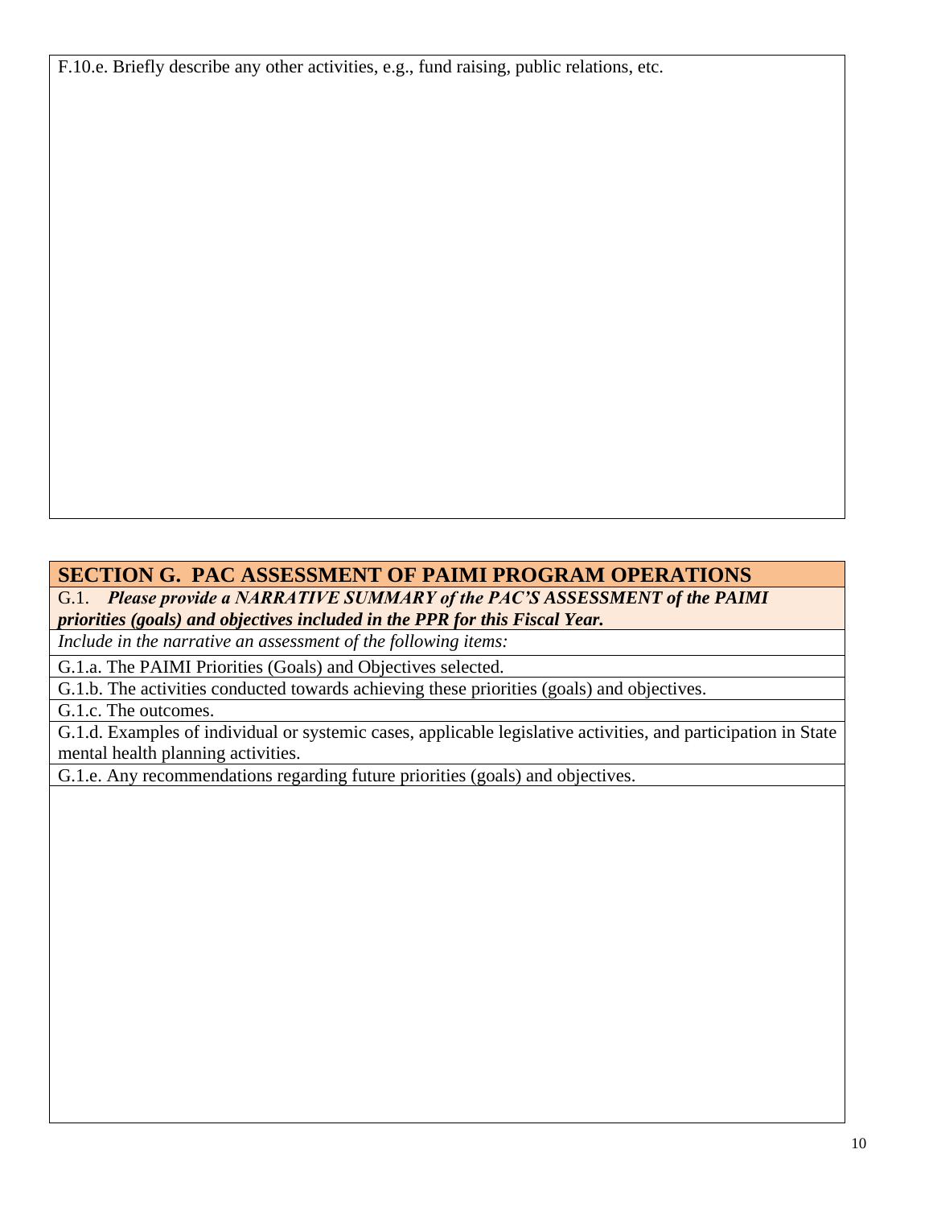F.10.e. Briefly describe any other activities, e.g., fund raising, public relations, etc.

## SECTION G. PAC ASSESSMENT OF PAIMI PROGRAM OPERATIONS

G.1. ***Please provide a NARRATIVE SUMMARY of the PAC'S ASSESSMENT of the PAIMI priorities (goals) and objectives included in the PPR for this Fiscal Year.***

*Include in the narrative an assessment of the following items:*

G.1.a. The PAIMI Priorities (Goals) and Objectives selected.

G.1.b. The activities conducted towards achieving these priorities (goals) and objectives.

G.1.c. The outcomes.

G.1.d. Examples of individual or systemic cases, applicable legislative activities, and participation in State mental health planning activities.

G.1.e. Any recommendations regarding future priorities (goals) and objectives.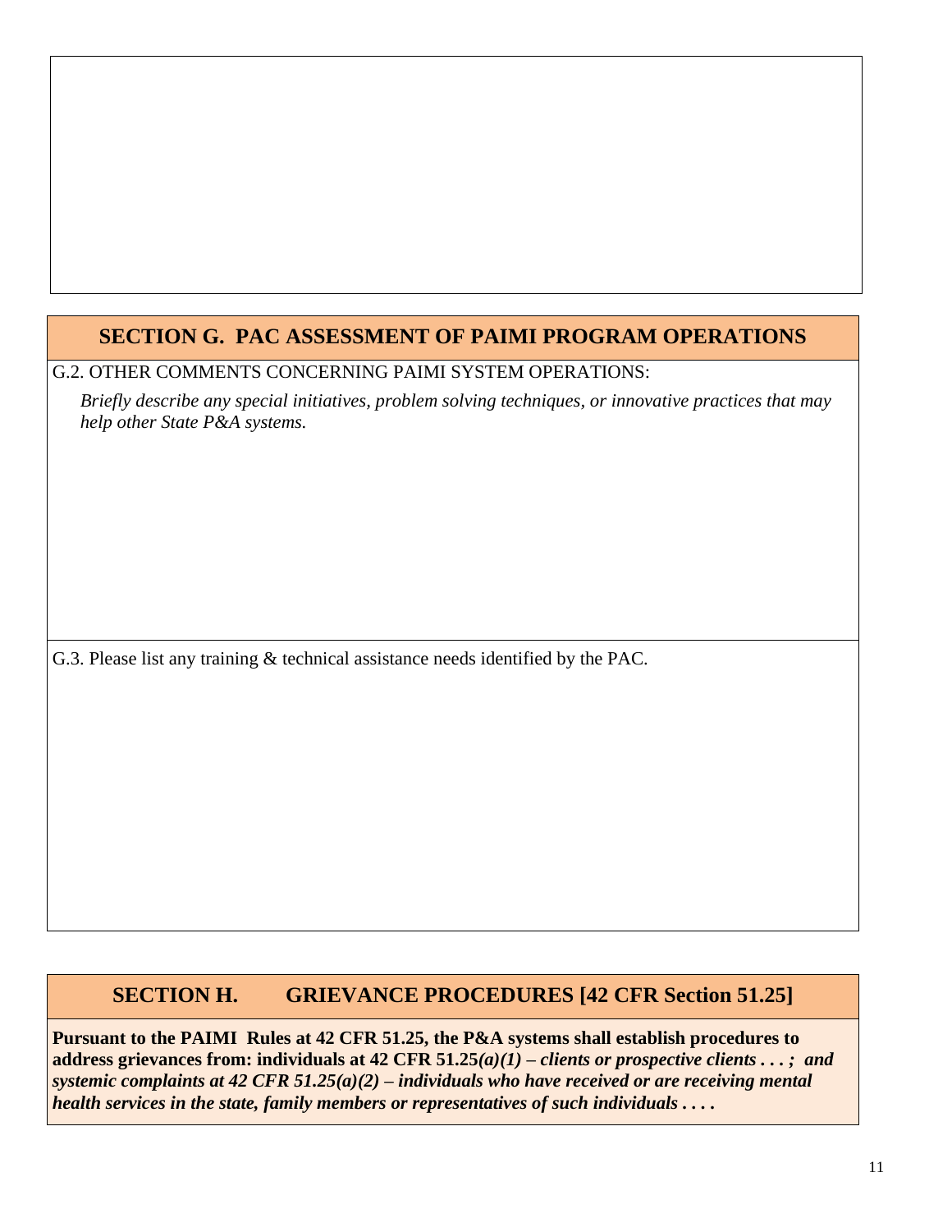## SECTION G. PAC ASSESSMENT OF PAIMI PROGRAM OPERATIONS

G.2. OTHER COMMENTS CONCERNING PAIMI SYSTEM OPERATIONS:

*Briefly describe any special initiatives, problem solving techniques, or innovative practices that may help other State P&A systems.*

G.3. Please list any training & technical assistance needs identified by the PAC.

## SECTION H. GRIEVANCE PROCEDURES [42 CFR Section 51.25]

**Pursuant to the PAIMI Rules at 42 CFR 51.25, the P&A systems shall establish procedures to address grievances from: individuals at 42 CFR 51.25*(a)(1) – clients or prospective clients . . . ; and systemic complaints at 42 CFR 51.25(a)(2) – individuals who have received or are receiving mental health services in the state, family members or representatives of such individuals . . . .***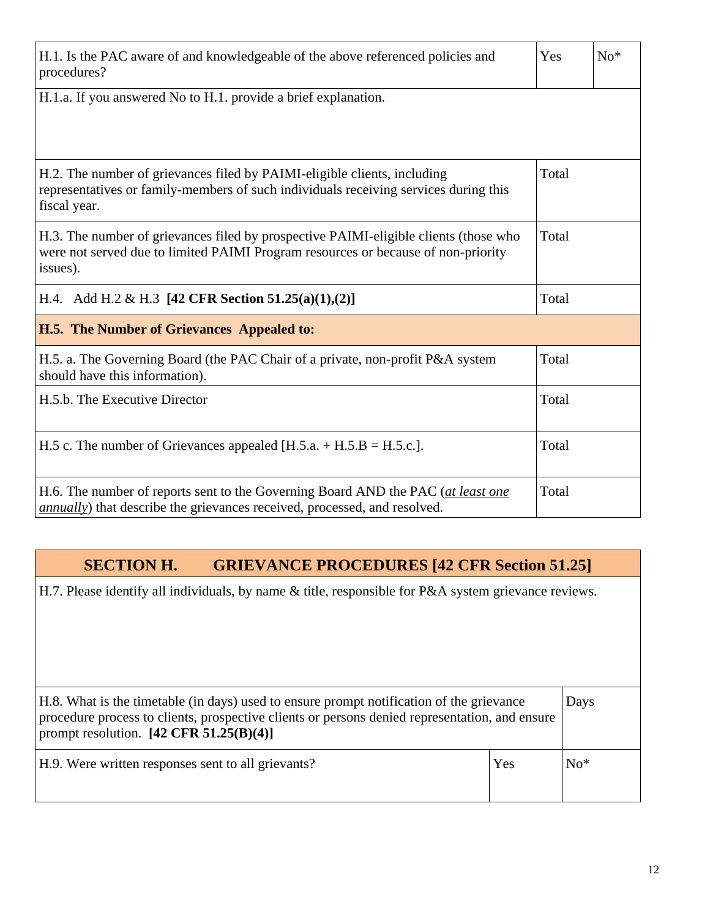| H.1. Is the PAC aware of and knowledgeable of the above referenced policies and procedures? | Yes | No* |
|---|---|---|
| H.1.a. If you answered No to H.1. provide a brief explanation. | | |
| H.2. The number of grievances filed by PAIMI-eligible clients, including representatives or family-members of such individuals receiving services during this fiscal year. | Total | |
| H.3. The number of grievances filed by prospective PAIMI-eligible clients (those who were not served due to limited PAIMI Program resources or because of non-priority issues). | Total | |
| H.4. Add H.2 & H.3 **[42 CFR Section 51.25(a)(1),(2)]** | Total | |
| **H.5. The Number of Grievances Appealed to:** | | |
| H.5. a. The Governing Board (the PAC Chair of a private, non-profit P&A system should have this information). | Total | |
| H.5.b. The Executive Director | Total | |
| H.5 c. The number of Grievances appealed [H.5.a. + H.5.B = H.5.c.]. | Total | |
| H.6. The number of reports sent to the Governing Board AND the PAC (*at least one annually*) that describe the grievances received, processed, and resolved. | Total | |

## SECTION H. GRIEVANCE PROCEDURES [42 CFR Section 51.25]

| H.7. Please identify all individuals, by name & title, responsible for P&A system grievance reviews. | | |
|---|---|---|
| H.8. What is the timetable (in days) used to ensure prompt notification of the grievance procedure process to clients, prospective clients or persons denied representation, and ensure prompt resolution. **[42 CFR 51.25(B)(4)]** | Days | |
| H.9. Were written responses sent to all grievants? | Yes | No* |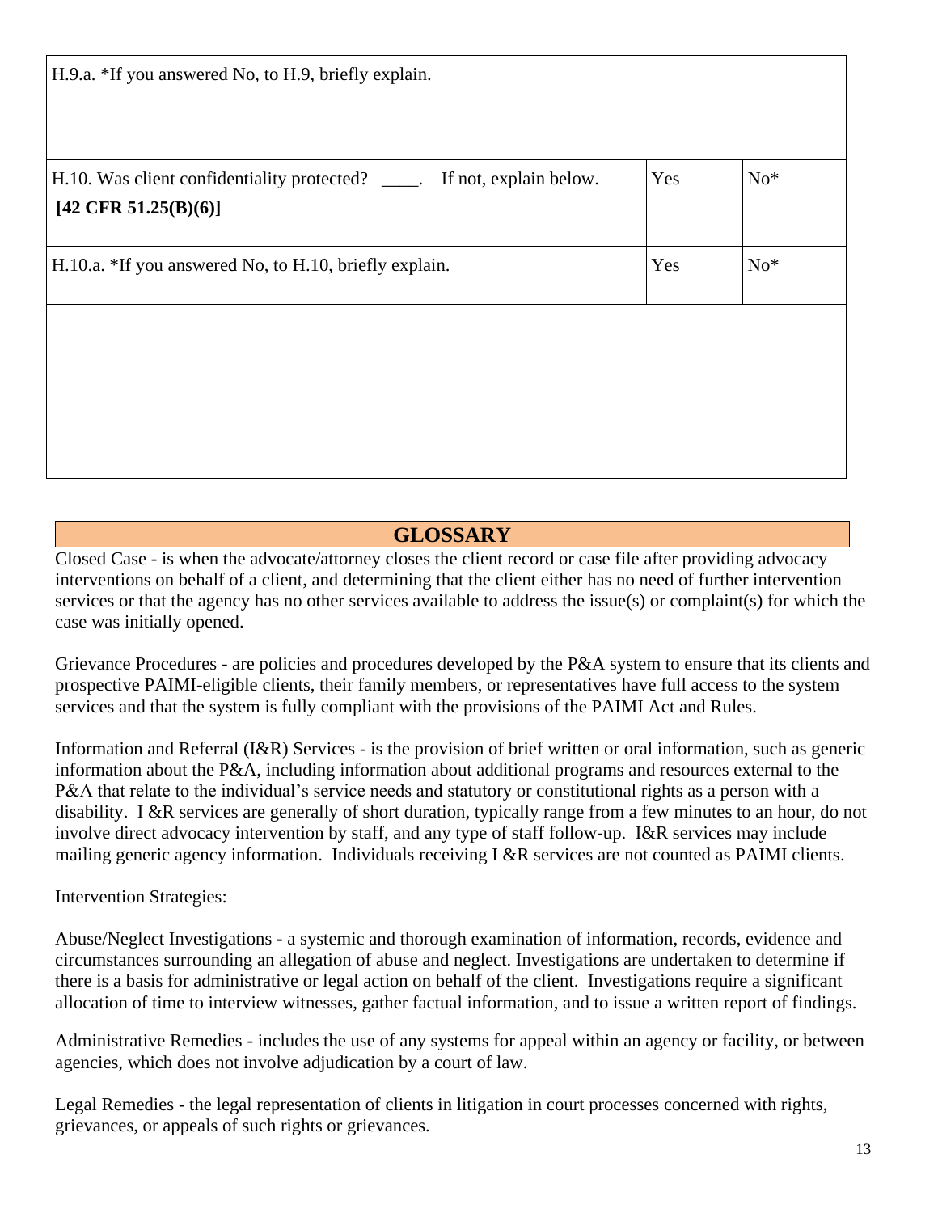| H.9.a. *If you answered No, to H.9, briefly explain. | | |
|---|---|---|
| H.10. Was client confidentiality protected? ____. If not, explain below. **[42 CFR 51.25(B)(6)]** | Yes | No* |
| H.10.a. *If you answered No, to H.10, briefly explain. | Yes | No* |
| | | |

## GLOSSARY

Closed Case - is when the advocate/attorney closes the client record or case file after providing advocacy interventions on behalf of a client, and determining that the client either has no need of further intervention services or that the agency has no other services available to address the issue(s) or complaint(s) for which the case was initially opened.

Grievance Procedures - are policies and procedures developed by the P&A system to ensure that its clients and prospective PAIMI-eligible clients, their family members, or representatives have full access to the system services and that the system is fully compliant with the provisions of the PAIMI Act and Rules.

Information and Referral (I&R) Services - is the provision of brief written or oral information, such as generic information about the P&A, including information about additional programs and resources external to the P&A that relate to the individual's service needs and statutory or constitutional rights as a person with a disability. I &R services are generally of short duration, typically range from a few minutes to an hour, do not involve direct advocacy intervention by staff, and any type of staff follow-up. I&R services may include mailing generic agency information. Individuals receiving I &R services are not counted as PAIMI clients.

Intervention Strategies:

Abuse/Neglect Investigations - a systemic and thorough examination of information, records, evidence and circumstances surrounding an allegation of abuse and neglect. Investigations are undertaken to determine if there is a basis for administrative or legal action on behalf of the client. Investigations require a significant allocation of time to interview witnesses, gather factual information, and to issue a written report of findings.

Administrative Remedies - includes the use of any systems for appeal within an agency or facility, or between agencies, which does not involve adjudication by a court of law.

Legal Remedies - the legal representation of clients in litigation in court processes concerned with rights, grievances, or appeals of such rights or grievances.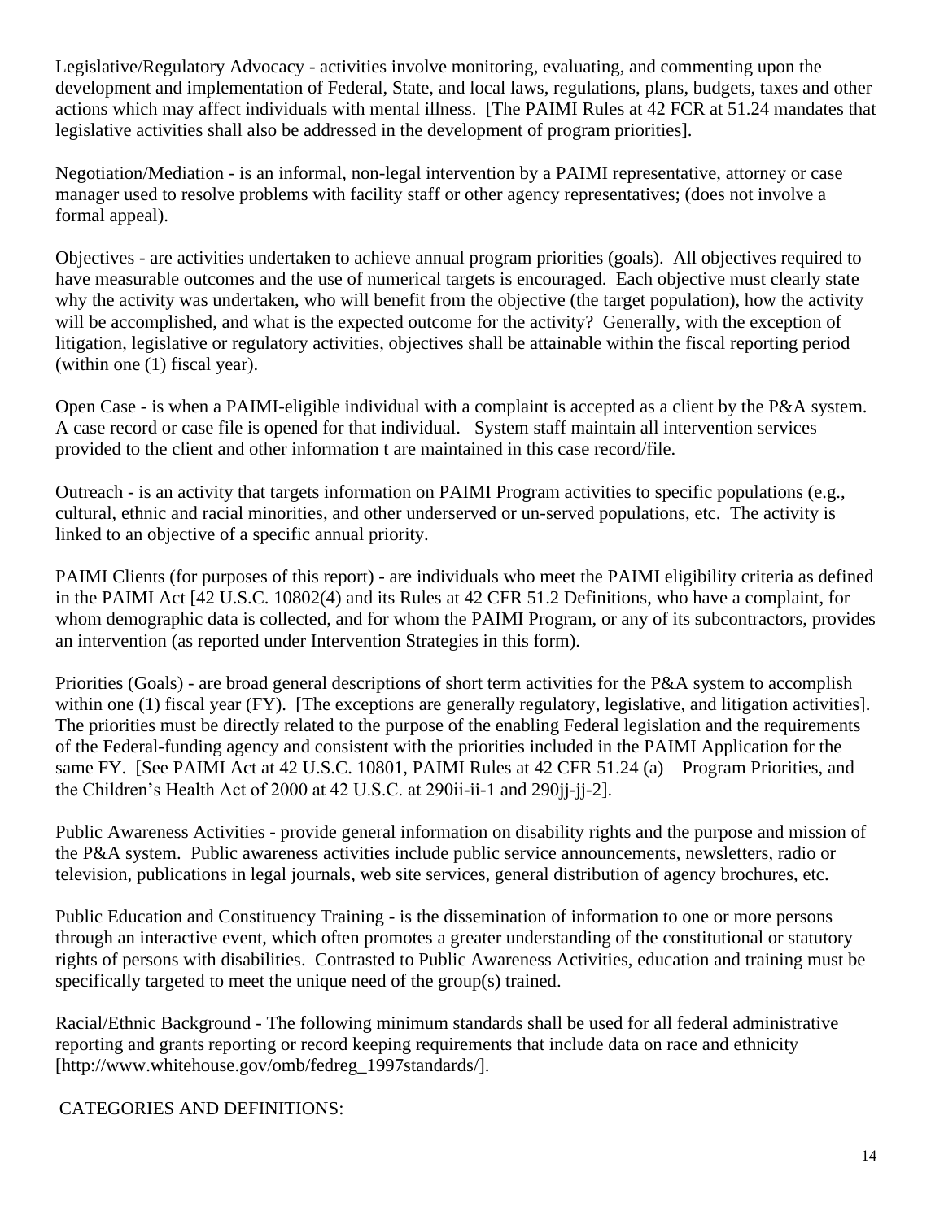Legislative/Regulatory Advocacy - activities involve monitoring, evaluating, and commenting upon the development and implementation of Federal, State, and local laws, regulations, plans, budgets, taxes and other actions which may affect individuals with mental illness. [The PAIMI Rules at 42 FCR at 51.24 mandates that legislative activities shall also be addressed in the development of program priorities].

Negotiation/Mediation - is an informal, non-legal intervention by a PAIMI representative, attorney or case manager used to resolve problems with facility staff or other agency representatives; (does not involve a formal appeal).

Objectives - are activities undertaken to achieve annual program priorities (goals). All objectives required to have measurable outcomes and the use of numerical targets is encouraged. Each objective must clearly state why the activity was undertaken, who will benefit from the objective (the target population), how the activity will be accomplished, and what is the expected outcome for the activity? Generally, with the exception of litigation, legislative or regulatory activities, objectives shall be attainable within the fiscal reporting period (within one (1) fiscal year).

Open Case - is when a PAIMI-eligible individual with a complaint is accepted as a client by the P&A system. A case record or case file is opened for that individual. System staff maintain all intervention services provided to the client and other information t are maintained in this case record/file.

Outreach - is an activity that targets information on PAIMI Program activities to specific populations (e.g., cultural, ethnic and racial minorities, and other underserved or un-served populations, etc. The activity is linked to an objective of a specific annual priority.

PAIMI Clients (for purposes of this report) - are individuals who meet the PAIMI eligibility criteria as defined in the PAIMI Act [42 U.S.C. 10802(4) and its Rules at 42 CFR 51.2 Definitions, who have a complaint, for whom demographic data is collected, and for whom the PAIMI Program, or any of its subcontractors, provides an intervention (as reported under Intervention Strategies in this form).

Priorities (Goals) - are broad general descriptions of short term activities for the P&A system to accomplish within one (1) fiscal year (FY). [The exceptions are generally regulatory, legislative, and litigation activities]. The priorities must be directly related to the purpose of the enabling Federal legislation and the requirements of the Federal-funding agency and consistent with the priorities included in the PAIMI Application for the same FY. [See PAIMI Act at 42 U.S.C. 10801, PAIMI Rules at 42 CFR 51.24 (a) – Program Priorities, and the Children's Health Act of 2000 at 42 U.S.C. at 290ii-ii-1 and 290jj-jj-2].

Public Awareness Activities - provide general information on disability rights and the purpose and mission of the P&A system. Public awareness activities include public service announcements, newsletters, radio or television, publications in legal journals, web site services, general distribution of agency brochures, etc.

Public Education and Constituency Training - is the dissemination of information to one or more persons through an interactive event, which often promotes a greater understanding of the constitutional or statutory rights of persons with disabilities. Contrasted to Public Awareness Activities, education and training must be specifically targeted to meet the unique need of the group(s) trained.

Racial/Ethnic Background - The following minimum standards shall be used for all federal administrative reporting and grants reporting or record keeping requirements that include data on race and ethnicity [http://www.whitehouse.gov/omb/fedreg_1997standards/].

CATEGORIES AND DEFINITIONS: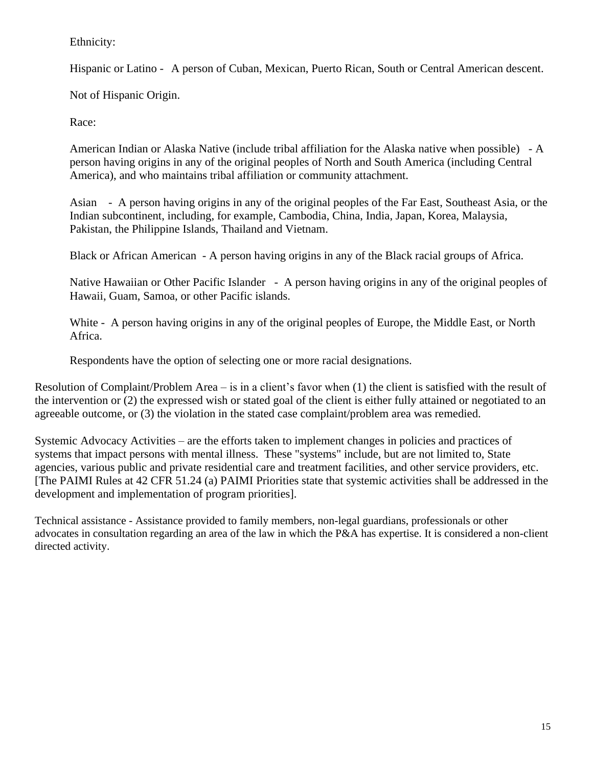Ethnicity:

Hispanic or Latino - A person of Cuban, Mexican, Puerto Rican, South or Central American descent.

Not of Hispanic Origin.

Race:

American Indian or Alaska Native (include tribal affiliation for the Alaska native when possible) - A person having origins in any of the original peoples of North and South America (including Central America), and who maintains tribal affiliation or community attachment.

Asian - A person having origins in any of the original peoples of the Far East, Southeast Asia, or the Indian subcontinent, including, for example, Cambodia, China, India, Japan, Korea, Malaysia, Pakistan, the Philippine Islands, Thailand and Vietnam.

Black or African American - A person having origins in any of the Black racial groups of Africa.

Native Hawaiian or Other Pacific Islander - A person having origins in any of the original peoples of Hawaii, Guam, Samoa, or other Pacific islands.

White - A person having origins in any of the original peoples of Europe, the Middle East, or North Africa.

Respondents have the option of selecting one or more racial designations.

Resolution of Complaint/Problem Area – is in a client's favor when (1) the client is satisfied with the result of the intervention or (2) the expressed wish or stated goal of the client is either fully attained or negotiated to an agreeable outcome, or (3) the violation in the stated case complaint/problem area was remedied.

Systemic Advocacy Activities – are the efforts taken to implement changes in policies and practices of systems that impact persons with mental illness. These "systems" include, but are not limited to, State agencies, various public and private residential care and treatment facilities, and other service providers, etc. [The PAIMI Rules at 42 CFR 51.24 (a) PAIMI Priorities state that systemic activities shall be addressed in the development and implementation of program priorities].

Technical assistance - Assistance provided to family members, non-legal guardians, professionals or other advocates in consultation regarding an area of the law in which the P&A has expertise. It is considered a non-client directed activity.